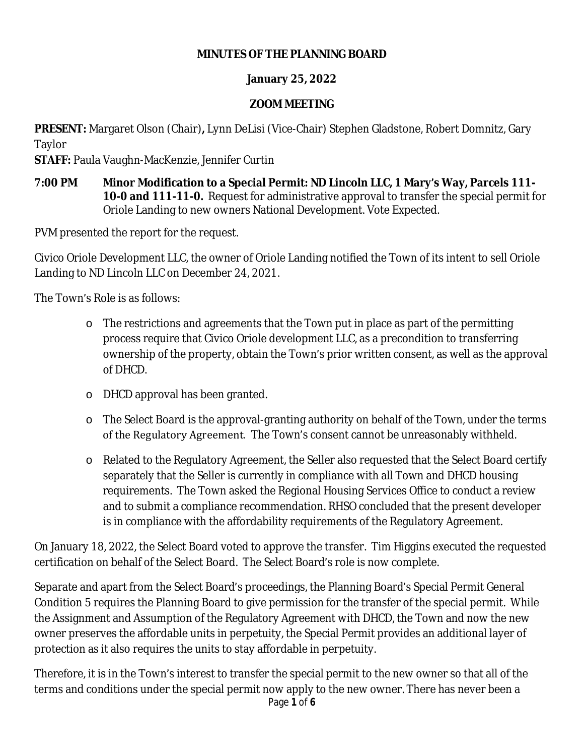**MINUTES OF THE PLANNING BOARD**

**January 25, 2022**

**ZOOM MEETING**

**PRESENT:** Margaret Olson (Chair)**,** Lynn DeLisi (Vice-Chair) Stephen Gladstone, Robert Domnitz, Gary Taylor

**STAFF:** Paula Vaughn-MacKenzie, Jennifer Curtin

**7:00 PM Minor Modification to a Special Permit: ND Lincoln LLC, 1 Mary's Way, Parcels 111-10-0 and 111-11-0.** Request for administrative approval to transfer the special permit for Oriole Landing to new owners National Development. Vote Expected.

PVM presented the report for the request.

Civico Oriole Development LLC, the owner of Oriole Landing notified the Town of its intent to sell Oriole Landing to ND Lincoln LLC on December 24, 2021.

The Town's Role is as follows:

- The restrictions and agreements that the Town put in place as part of the permitting process require that Civico Oriole development LLC, as a precondition to transferring ownership of the property, obtain the Town's prior written consent, as well as the approval of DHCD.
- DHCD approval has been granted.
- The Select Board is the approval-granting authority on behalf of the Town, under the terms of the Regulatory Agreement. The Town's consent cannot be unreasonably withheld.
- Related to the Regulatory Agreement, the Seller also requested that the Select Board certify separately that the Seller is currently in compliance with all Town and DHCD housing requirements. The Town asked the Regional Housing Services Office to conduct a review and to submit a compliance recommendation. RHSO concluded that the present developer is in compliance with the affordability requirements of the Regulatory Agreement.

On January 18, 2022, the Select Board voted to approve the transfer. Tim Higgins executed the requested certification on behalf of the Select Board. The Select Board's role is now complete.

Separate and apart from the Select Board's proceedings, the Planning Board's Special Permit General Condition 5 requires the Planning Board to give permission for the transfer of the special permit. While the Assignment and Assumption of the Regulatory Agreement with DHCD, the Town and now the new owner preserves the affordable units in perpetuity, the Special Permit provides an additional layer of protection as it also requires the units to stay affordable in perpetuity.

Therefore, it is in the Town's interest to transfer the special permit to the new owner so that all of the terms and conditions under the special permit now apply to the new owner. There has never been a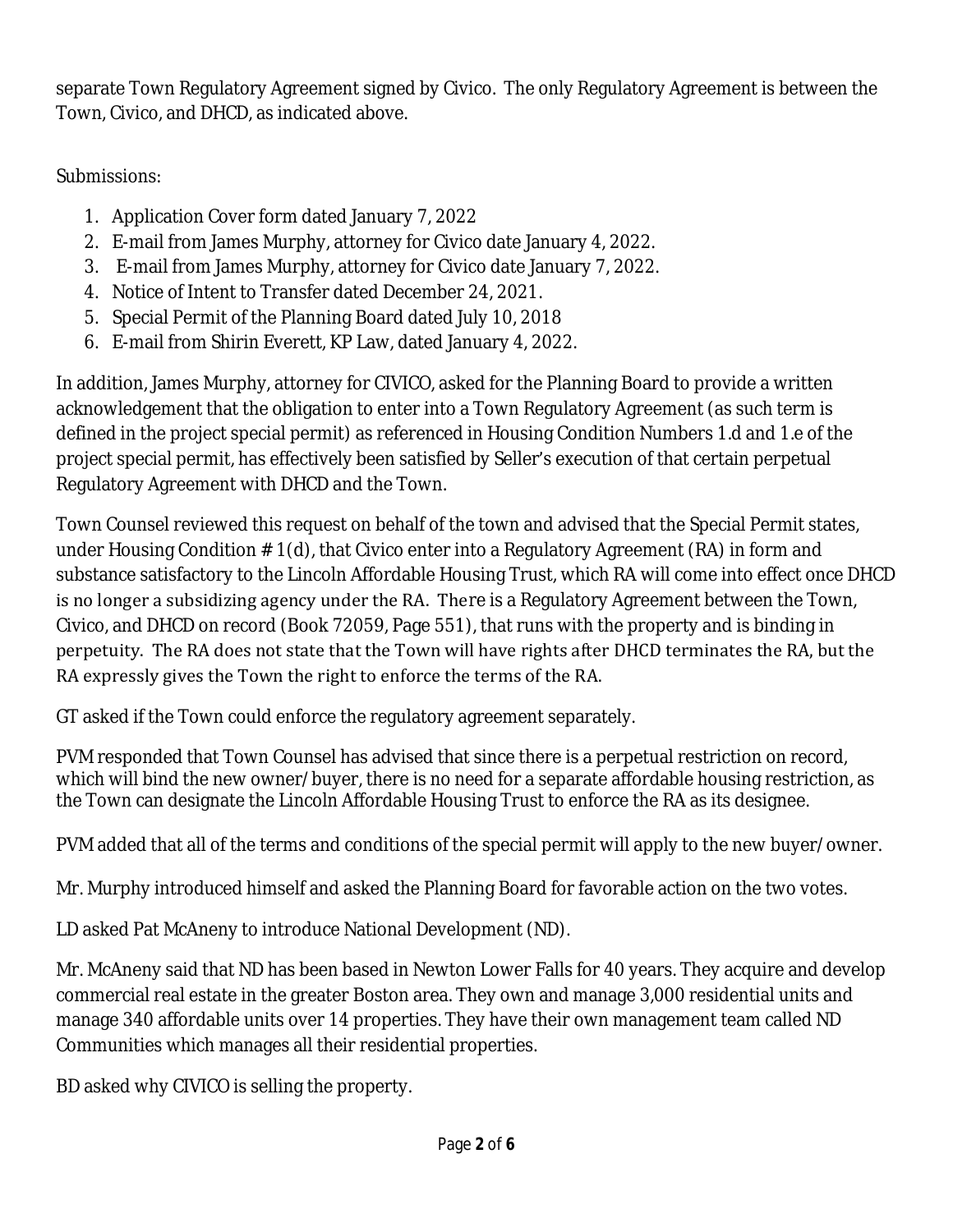separate Town Regulatory Agreement signed by Civico. The only Regulatory Agreement is between the Town, Civico, and DHCD, as indicated above.

Submissions:

1. Application Cover form dated January 7, 2022
2. E-mail from James Murphy, attorney for Civico date January 4, 2022.
3. E-mail from James Murphy, attorney for Civico date January 7, 2022.
4. Notice of Intent to Transfer dated December 24, 2021.
5. Special Permit of the Planning Board dated July 10, 2018
6. E-mail from Shirin Everett, KP Law, dated January 4, 2022.

In addition, James Murphy, attorney for CIVICO, asked for the Planning Board to provide a written acknowledgement that the obligation to enter into a Town Regulatory Agreement (as such term is defined in the project special permit) as referenced in Housing Condition Numbers 1.d and 1.e of the project special permit, has effectively been satisfied by Seller's execution of that certain perpetual Regulatory Agreement with DHCD and the Town.

Town Counsel reviewed this request on behalf of the town and advised that the Special Permit states, under Housing Condition # 1(d), that Civico enter into a Regulatory Agreement (RA) in form and substance satisfactory to the Lincoln Affordable Housing Trust, which RA will come into effect once DHCD is no longer a subsidizing agency under the RA. There is a Regulatory Agreement between the Town, Civico, and DHCD on record (Book 72059, Page 551), that runs with the property and is binding in perpetuity. The RA does not state that the Town will have rights after DHCD terminates the RA, but the RA expressly gives the Town the right to enforce the terms of the RA.

GT asked if the Town could enforce the regulatory agreement separately.

PVM responded that Town Counsel has advised that since there is a perpetual restriction on record, which will bind the new owner/buyer, there is no need for a separate affordable housing restriction, as the Town can designate the Lincoln Affordable Housing Trust to enforce the RA as its designee.

PVM added that all of the terms and conditions of the special permit will apply to the new buyer/owner.

Mr. Murphy introduced himself and asked the Planning Board for favorable action on the two votes.

LD asked Pat McAneny to introduce National Development (ND).

Mr. McAneny said that ND has been based in Newton Lower Falls for 40 years. They acquire and develop commercial real estate in the greater Boston area. They own and manage 3,000 residential units and manage 340 affordable units over 14 properties. They have their own management team called ND Communities which manages all their residential properties.

BD asked why CIVICO is selling the property.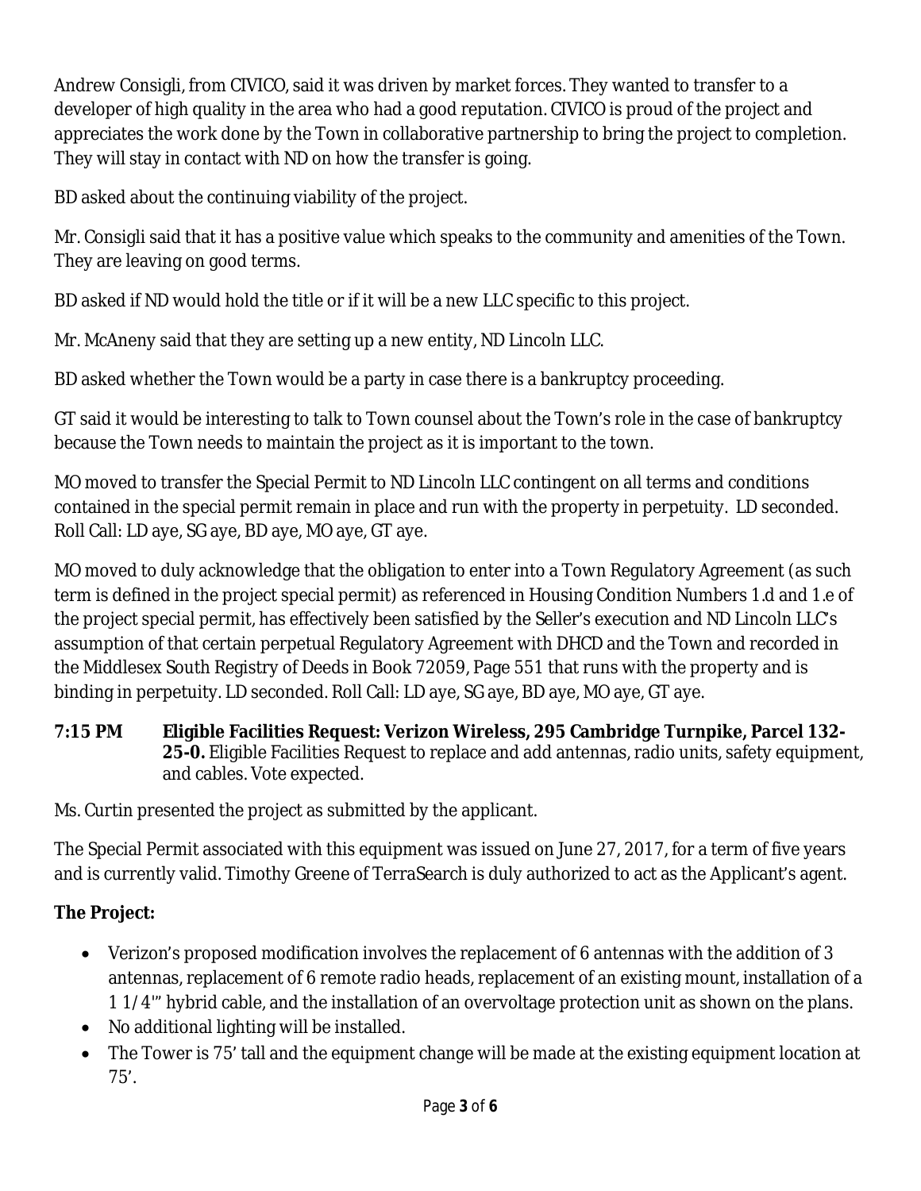Andrew Consigli, from CIVICO, said it was driven by market forces. They wanted to transfer to a developer of high quality in the area who had a good reputation. CIVICO is proud of the project and appreciates the work done by the Town in collaborative partnership to bring the project to completion. They will stay in contact with ND on how the transfer is going.

BD asked about the continuing viability of the project.

Mr. Consigli said that it has a positive value which speaks to the community and amenities of the Town. They are leaving on good terms.

BD asked if ND would hold the title or if it will be a new LLC specific to this project.

Mr. McAneny said that they are setting up a new entity, ND Lincoln LLC.

BD asked whether the Town would be a party in case there is a bankruptcy proceeding.

GT said it would be interesting to talk to Town counsel about the Town's role in the case of bankruptcy because the Town needs to maintain the project as it is important to the town.

MO moved to transfer the Special Permit to ND Lincoln LLC contingent on all terms and conditions contained in the special permit remain in place and run with the property in perpetuity. LD seconded. Roll Call: LD aye, SG aye, BD aye, MO aye, GT aye.

MO moved to duly acknowledge that the obligation to enter into a Town Regulatory Agreement (as such term is defined in the project special permit) as referenced in Housing Condition Numbers 1.d and 1.e of the project special permit, has effectively been satisfied by the Seller's execution and ND Lincoln LLC's assumption of that certain perpetual Regulatory Agreement with DHCD and the Town and recorded in the Middlesex South Registry of Deeds in Book 72059, Page 551 that runs with the property and is binding in perpetuity. LD seconded. Roll Call: LD aye, SG aye, BD aye, MO aye, GT aye.

**7:15 PM Eligible Facilities Request: Verizon Wireless, 295 Cambridge Turnpike, Parcel 132-25-0.** Eligible Facilities Request to replace and add antennas, radio units, safety equipment, and cables. Vote expected.

Ms. Curtin presented the project as submitted by the applicant.

The Special Permit associated with this equipment was issued on June 27, 2017, for a term of five years and is currently valid. Timothy Greene of TerraSearch is duly authorized to act as the Applicant's agent.

**The Project:**

- Verizon's proposed modification involves the replacement of 6 antennas with the addition of 3 antennas, replacement of 6 remote radio heads, replacement of an existing mount, installation of a 1 1/4'" hybrid cable, and the installation of an overvoltage protection unit as shown on the plans.
- No additional lighting will be installed.
- The Tower is 75' tall and the equipment change will be made at the existing equipment location at 75'.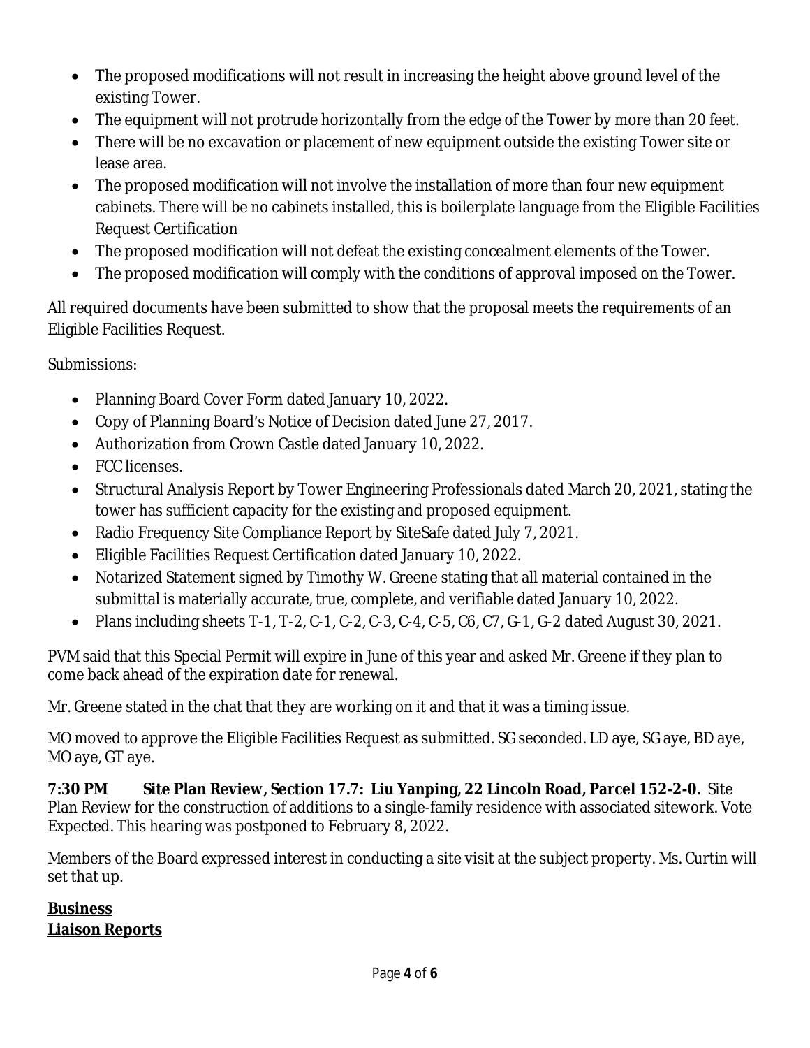- The proposed modifications will not result in increasing the height above ground level of the existing Tower.
- The equipment will not protrude horizontally from the edge of the Tower by more than 20 feet.
- There will be no excavation or placement of new equipment outside the existing Tower site or lease area.
- The proposed modification will not involve the installation of more than four new equipment cabinets. There will be no cabinets installed, this is boilerplate language from the Eligible Facilities Request Certification
- The proposed modification will not defeat the existing concealment elements of the Tower.
- The proposed modification will comply with the conditions of approval imposed on the Tower.

All required documents have been submitted to show that the proposal meets the requirements of an Eligible Facilities Request.

Submissions:

- Planning Board Cover Form dated January 10, 2022.
- Copy of Planning Board's Notice of Decision dated June 27, 2017.
- Authorization from Crown Castle dated January 10, 2022.
- FCC licenses.
- Structural Analysis Report by Tower Engineering Professionals dated March 20, 2021, stating the tower has sufficient capacity for the existing and proposed equipment.
- Radio Frequency Site Compliance Report by SiteSafe dated July 7, 2021.
- Eligible Facilities Request Certification dated January 10, 2022.
- Notarized Statement signed by Timothy W. Greene stating that all material contained in the submittal is materially accurate, true, complete, and verifiable dated January 10, 2022.
- Plans including sheets T-1, T-2, C-1, C-2, C-3, C-4, C-5, C6, C7, G-1, G-2 dated August 30, 2021.

PVM said that this Special Permit will expire in June of this year and asked Mr. Greene if they plan to come back ahead of the expiration date for renewal.

Mr. Greene stated in the chat that they are working on it and that it was a timing issue.

MO moved to approve the Eligible Facilities Request as submitted. SG seconded. LD aye, SG aye, BD aye, MO aye, GT aye.

**7:30 PM Site Plan Review, Section 17.7: Liu Yanping, 22 Lincoln Road, Parcel 152-2-0.** Site Plan Review for the construction of additions to a single-family residence with associated sitework. Vote Expected. This hearing was postponed to February 8, 2022.

Members of the Board expressed interest in conducting a site visit at the subject property. Ms. Curtin will set that up.

**Business**

**Liaison Reports**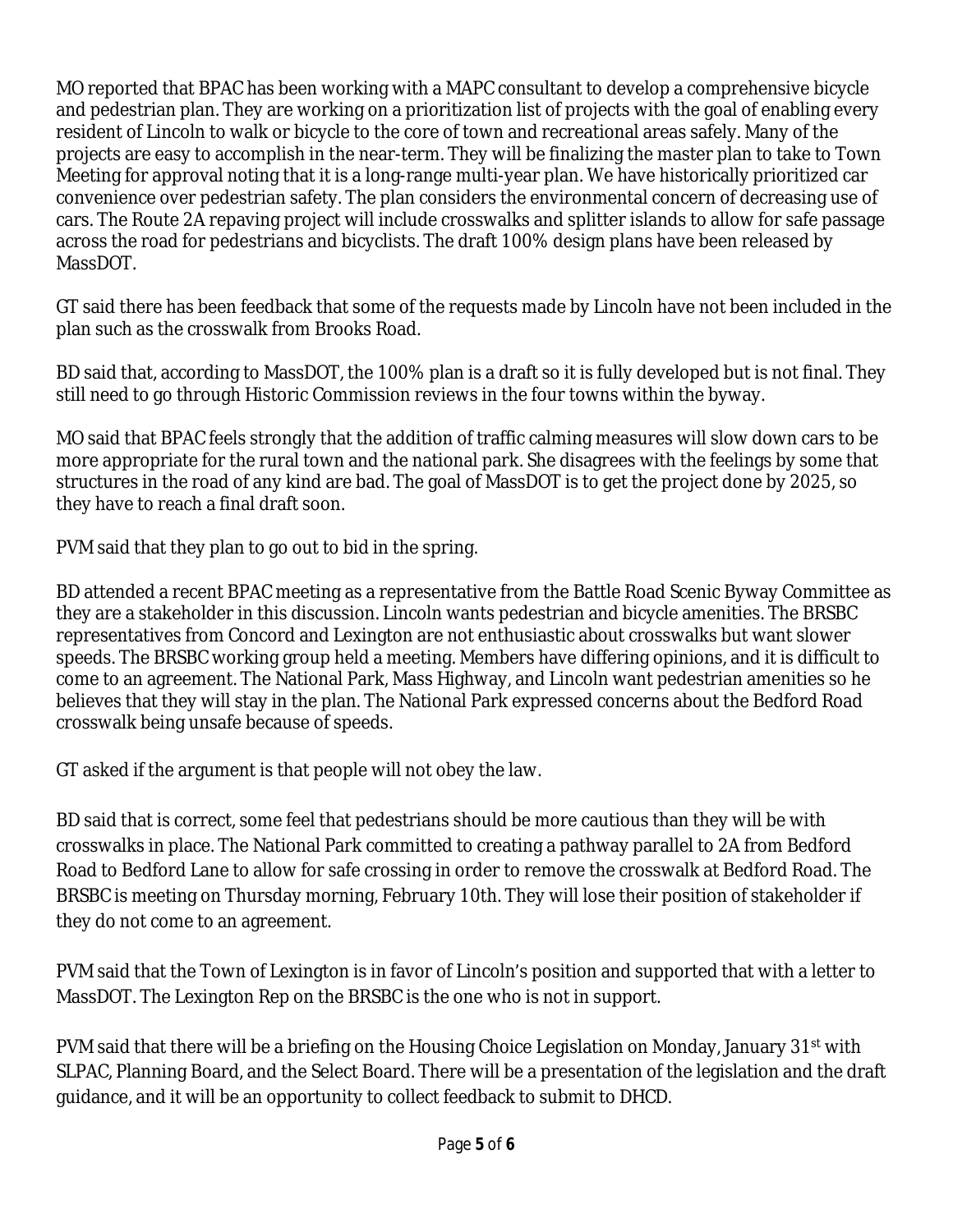MO reported that BPAC has been working with a MAPC consultant to develop a comprehensive bicycle and pedestrian plan. They are working on a prioritization list of projects with the goal of enabling every resident of Lincoln to walk or bicycle to the core of town and recreational areas safely. Many of the projects are easy to accomplish in the near-term. They will be finalizing the master plan to take to Town Meeting for approval noting that it is a long-range multi-year plan. We have historically prioritized car convenience over pedestrian safety. The plan considers the environmental concern of decreasing use of cars. The Route 2A repaving project will include crosswalks and splitter islands to allow for safe passage across the road for pedestrians and bicyclists. The draft 100% design plans have been released by MassDOT.

GT said there has been feedback that some of the requests made by Lincoln have not been included in the plan such as the crosswalk from Brooks Road.

BD said that, according to MassDOT, the 100% plan is a draft so it is fully developed but is not final. They still need to go through Historic Commission reviews in the four towns within the byway.

MO said that BPAC feels strongly that the addition of traffic calming measures will slow down cars to be more appropriate for the rural town and the national park. She disagrees with the feelings by some that structures in the road of any kind are bad. The goal of MassDOT is to get the project done by 2025, so they have to reach a final draft soon.

PVM said that they plan to go out to bid in the spring.

BD attended a recent BPAC meeting as a representative from the Battle Road Scenic Byway Committee as they are a stakeholder in this discussion. Lincoln wants pedestrian and bicycle amenities. The BRSBC representatives from Concord and Lexington are not enthusiastic about crosswalks but want slower speeds. The BRSBC working group held a meeting. Members have differing opinions, and it is difficult to come to an agreement. The National Park, Mass Highway, and Lincoln want pedestrian amenities so he believes that they will stay in the plan. The National Park expressed concerns about the Bedford Road crosswalk being unsafe because of speeds.

GT asked if the argument is that people will not obey the law.

BD said that is correct, some feel that pedestrians should be more cautious than they will be with crosswalks in place. The National Park committed to creating a pathway parallel to 2A from Bedford Road to Bedford Lane to allow for safe crossing in order to remove the crosswalk at Bedford Road. The BRSBC is meeting on Thursday morning, February 10th. They will lose their position of stakeholder if they do not come to an agreement.

PVM said that the Town of Lexington is in favor of Lincoln's position and supported that with a letter to MassDOT. The Lexington Rep on the BRSBC is the one who is not in support.

PVM said that there will be a briefing on the Housing Choice Legislation on Monday, January 31st with SLPAC, Planning Board, and the Select Board. There will be a presentation of the legislation and the draft guidance, and it will be an opportunity to collect feedback to submit to DHCD.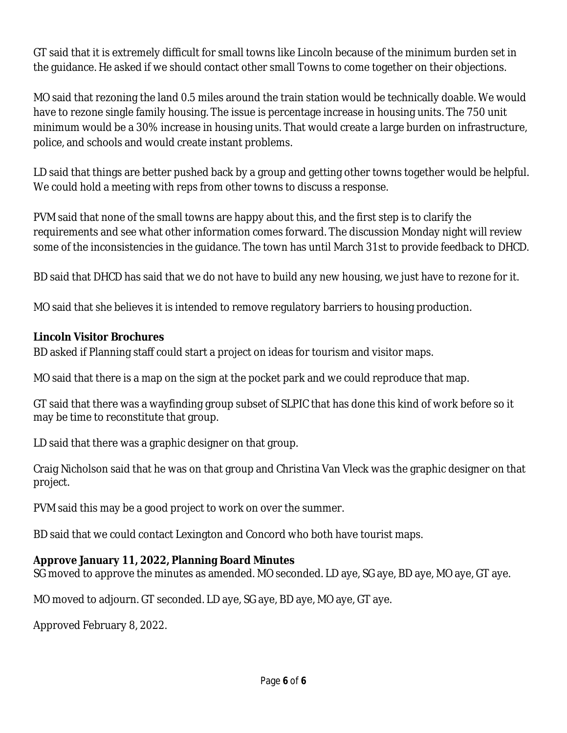GT said that it is extremely difficult for small towns like Lincoln because of the minimum burden set in the guidance. He asked if we should contact other small Towns to come together on their objections.

MO said that rezoning the land 0.5 miles around the train station would be technically doable. We would have to rezone single family housing. The issue is percentage increase in housing units. The 750 unit minimum would be a 30% increase in housing units. That would create a large burden on infrastructure, police, and schools and would create instant problems.

LD said that things are better pushed back by a group and getting other towns together would be helpful. We could hold a meeting with reps from other towns to discuss a response.

PVM said that none of the small towns are happy about this, and the first step is to clarify the requirements and see what other information comes forward. The discussion Monday night will review some of the inconsistencies in the guidance. The town has until March 31st to provide feedback to DHCD.

BD said that DHCD has said that we do not have to build any new housing, we just have to rezone for it.

MO said that she believes it is intended to remove regulatory barriers to housing production.

**Lincoln Visitor Brochures**

BD asked if Planning staff could start a project on ideas for tourism and visitor maps.

MO said that there is a map on the sign at the pocket park and we could reproduce that map.

GT said that there was a wayfinding group subset of SLPIC that has done this kind of work before so it may be time to reconstitute that group.

LD said that there was a graphic designer on that group.

Craig Nicholson said that he was on that group and Christina Van Vleck was the graphic designer on that project.

PVM said this may be a good project to work on over the summer.

BD said that we could contact Lexington and Concord who both have tourist maps.

**Approve January 11, 2022, Planning Board Minutes**

SG moved to approve the minutes as amended. MO seconded. LD aye, SG aye, BD aye, MO aye, GT aye.

MO moved to adjourn. GT seconded. LD aye, SG aye, BD aye, MO aye, GT aye.

Approved February 8, 2022.